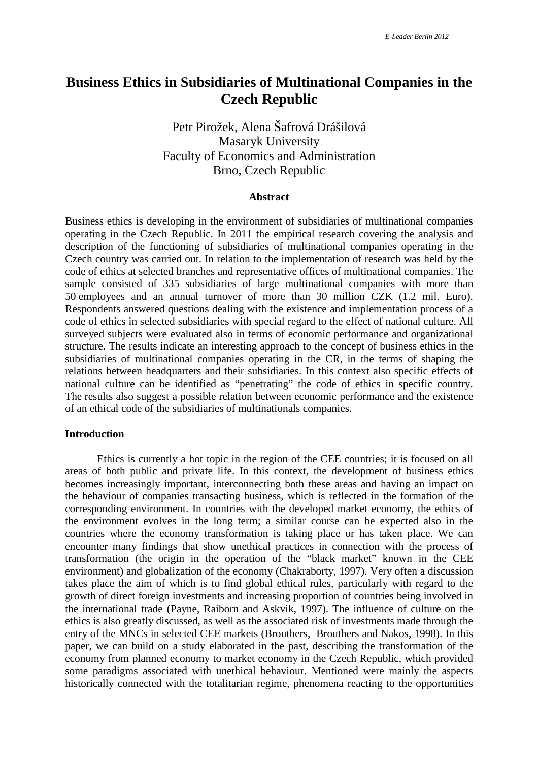# Business Ethics in Subsidiaries of Multinational Companies in the Czech Republic

Petr Pirožek, Alena Šafrová Drášilová
Masaryk University
Faculty of Economics and Administration
Brno, Czech Republic

### Abstract

Business ethics is developing in the environment of subsidiaries of multinational companies operating in the Czech Republic. In 2011 the empirical research covering the analysis and description of the functioning of subsidiaries of multinational companies operating in the Czech country was carried out. In relation to the implementation of research was held by the code of ethics at selected branches and representative offices of multinational companies. The sample consisted of 335 subsidiaries of large multinational companies with more than 50 employees and an annual turnover of more than 30 million CZK (1.2 mil. Euro). Respondents answered questions dealing with the existence and implementation process of a code of ethics in selected subsidiaries with special regard to the effect of national culture. All surveyed subjects were evaluated also in terms of economic performance and organizational structure. The results indicate an interesting approach to the concept of business ethics in the subsidiaries of multinational companies operating in the CR, in the terms of shaping the relations between headquarters and their subsidiaries. In this context also specific effects of national culture can be identified as "penetrating" the code of ethics in specific country. The results also suggest a possible relation between economic performance and the existence of an ethical code of the subsidiaries of multinationals companies.

### Introduction

Ethics is currently a hot topic in the region of the CEE countries; it is focused on all areas of both public and private life. In this context, the development of business ethics becomes increasingly important, interconnecting both these areas and having an impact on the behaviour of companies transacting business, which is reflected in the formation of the corresponding environment. In countries with the developed market economy, the ethics of the environment evolves in the long term; a similar course can be expected also in the countries where the economy transformation is taking place or has taken place. We can encounter many findings that show unethical practices in connection with the process of transformation (the origin in the operation of the "black market" known in the CEE environment) and globalization of the economy (Chakraborty, 1997). Very often a discussion takes place the aim of which is to find global ethical rules, particularly with regard to the growth of direct foreign investments and increasing proportion of countries being involved in the international trade (Payne, Raiborn and Askvik, 1997). The influence of culture on the ethics is also greatly discussed, as well as the associated risk of investments made through the entry of the MNCs in selected CEE markets (Brouthers, Brouthers and Nakos, 1998). In this paper, we can build on a study elaborated in the past, describing the transformation of the economy from planned economy to market economy in the Czech Republic, which provided some paradigms associated with unethical behaviour. Mentioned were mainly the aspects historically connected with the totalitarian regime, phenomena reacting to the opportunities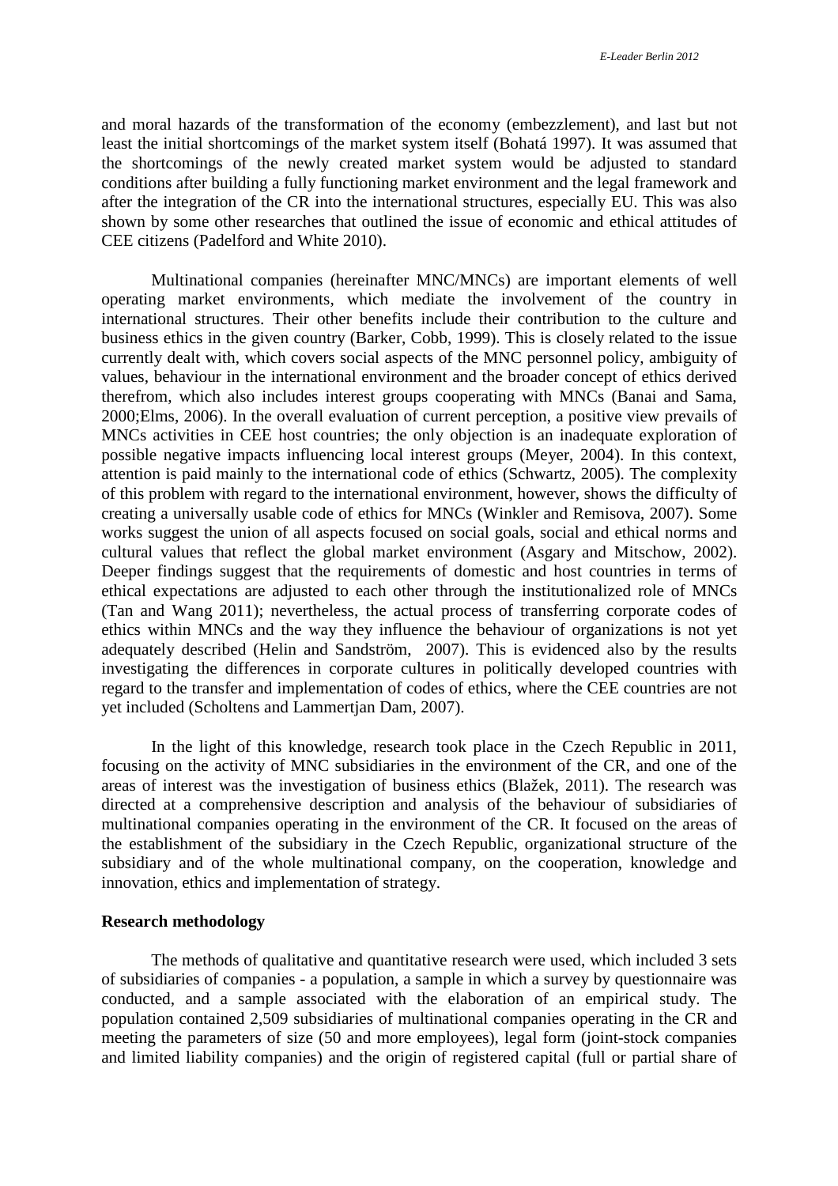and moral hazards of the transformation of the economy (embezzlement), and last but not least the initial shortcomings of the market system itself (Bohatá 1997). It was assumed that the shortcomings of the newly created market system would be adjusted to standard conditions after building a fully functioning market environment and the legal framework and after the integration of the CR into the international structures, especially EU. This was also shown by some other researches that outlined the issue of economic and ethical attitudes of CEE citizens (Padelford and White 2010).

Multinational companies (hereinafter MNC/MNCs) are important elements of well operating market environments, which mediate the involvement of the country in international structures. Their other benefits include their contribution to the culture and business ethics in the given country (Barker, Cobb, 1999). This is closely related to the issue currently dealt with, which covers social aspects of the MNC personnel policy, ambiguity of values, behaviour in the international environment and the broader concept of ethics derived therefrom, which also includes interest groups cooperating with MNCs (Banai and Sama, 2000;Elms, 2006). In the overall evaluation of current perception, a positive view prevails of MNCs activities in CEE host countries; the only objection is an inadequate exploration of possible negative impacts influencing local interest groups (Meyer, 2004). In this context, attention is paid mainly to the international code of ethics (Schwartz, 2005). The complexity of this problem with regard to the international environment, however, shows the difficulty of creating a universally usable code of ethics for MNCs (Winkler and Remisova, 2007). Some works suggest the union of all aspects focused on social goals, social and ethical norms and cultural values that reflect the global market environment (Asgary and Mitschow, 2002). Deeper findings suggest that the requirements of domestic and host countries in terms of ethical expectations are adjusted to each other through the institutionalized role of MNCs (Tan and Wang 2011); nevertheless, the actual process of transferring corporate codes of ethics within MNCs and the way they influence the behaviour of organizations is not yet adequately described (Helin and Sandström, 2007). This is evidenced also by the results investigating the differences in corporate cultures in politically developed countries with regard to the transfer and implementation of codes of ethics, where the CEE countries are not yet included (Scholtens and Lammertjan Dam, 2007).

In the light of this knowledge, research took place in the Czech Republic in 2011, focusing on the activity of MNC subsidiaries in the environment of the CR, and one of the areas of interest was the investigation of business ethics (Blažek, 2011). The research was directed at a comprehensive description and analysis of the behaviour of subsidiaries of multinational companies operating in the environment of the CR. It focused on the areas of the establishment of the subsidiary in the Czech Republic, organizational structure of the subsidiary and of the whole multinational company, on the cooperation, knowledge and innovation, ethics and implementation of strategy.

**Research methodology**

The methods of qualitative and quantitative research were used, which included 3 sets of subsidiaries of companies - a population, a sample in which a survey by questionnaire was conducted, and a sample associated with the elaboration of an empirical study. The population contained 2,509 subsidiaries of multinational companies operating in the CR and meeting the parameters of size (50 and more employees), legal form (joint-stock companies and limited liability companies) and the origin of registered capital (full or partial share of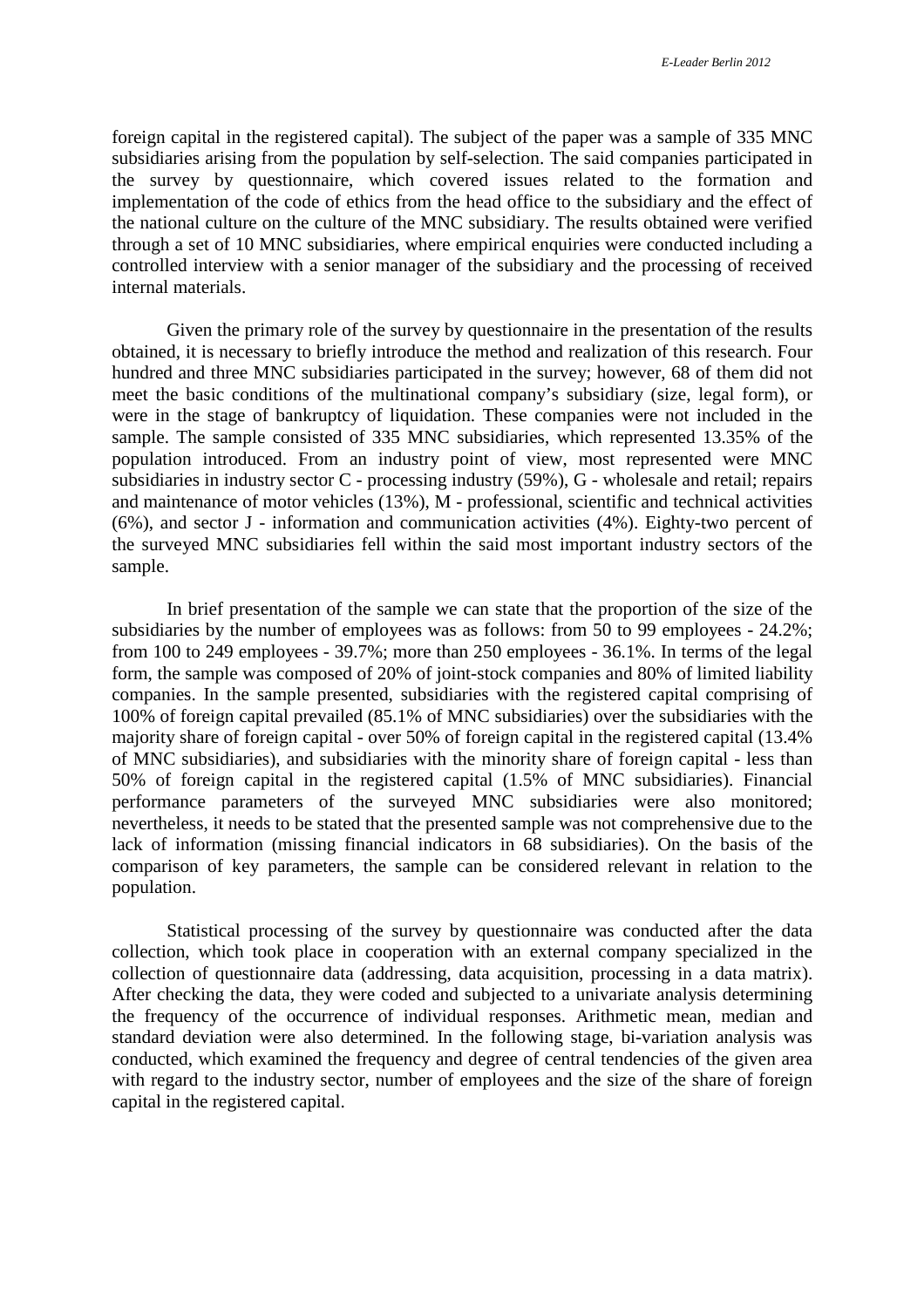foreign capital in the registered capital). The subject of the paper was a sample of 335 MNC subsidiaries arising from the population by self-selection. The said companies participated in the survey by questionnaire, which covered issues related to the formation and implementation of the code of ethics from the head office to the subsidiary and the effect of the national culture on the culture of the MNC subsidiary. The results obtained were verified through a set of 10 MNC subsidiaries, where empirical enquiries were conducted including a controlled interview with a senior manager of the subsidiary and the processing of received internal materials.

Given the primary role of the survey by questionnaire in the presentation of the results obtained, it is necessary to briefly introduce the method and realization of this research. Four hundred and three MNC subsidiaries participated in the survey; however, 68 of them did not meet the basic conditions of the multinational company's subsidiary (size, legal form), or were in the stage of bankruptcy of liquidation. These companies were not included in the sample. The sample consisted of 335 MNC subsidiaries, which represented 13.35% of the population introduced. From an industry point of view, most represented were MNC subsidiaries in industry sector C - processing industry (59%), G - wholesale and retail; repairs and maintenance of motor vehicles (13%), M - professional, scientific and technical activities (6%), and sector J - information and communication activities (4%). Eighty-two percent of the surveyed MNC subsidiaries fell within the said most important industry sectors of the sample.

In brief presentation of the sample we can state that the proportion of the size of the subsidiaries by the number of employees was as follows: from 50 to 99 employees - 24.2%; from 100 to 249 employees - 39.7%; more than 250 employees - 36.1%. In terms of the legal form, the sample was composed of 20% of joint-stock companies and 80% of limited liability companies. In the sample presented, subsidiaries with the registered capital comprising of 100% of foreign capital prevailed (85.1% of MNC subsidiaries) over the subsidiaries with the majority share of foreign capital - over 50% of foreign capital in the registered capital (13.4% of MNC subsidiaries), and subsidiaries with the minority share of foreign capital - less than 50% of foreign capital in the registered capital (1.5% of MNC subsidiaries). Financial performance parameters of the surveyed MNC subsidiaries were also monitored; nevertheless, it needs to be stated that the presented sample was not comprehensive due to the lack of information (missing financial indicators in 68 subsidiaries). On the basis of the comparison of key parameters, the sample can be considered relevant in relation to the population.

Statistical processing of the survey by questionnaire was conducted after the data collection, which took place in cooperation with an external company specialized in the collection of questionnaire data (addressing, data acquisition, processing in a data matrix). After checking the data, they were coded and subjected to a univariate analysis determining the frequency of the occurrence of individual responses. Arithmetic mean, median and standard deviation were also determined. In the following stage, bi-variation analysis was conducted, which examined the frequency and degree of central tendencies of the given area with regard to the industry sector, number of employees and the size of the share of foreign capital in the registered capital.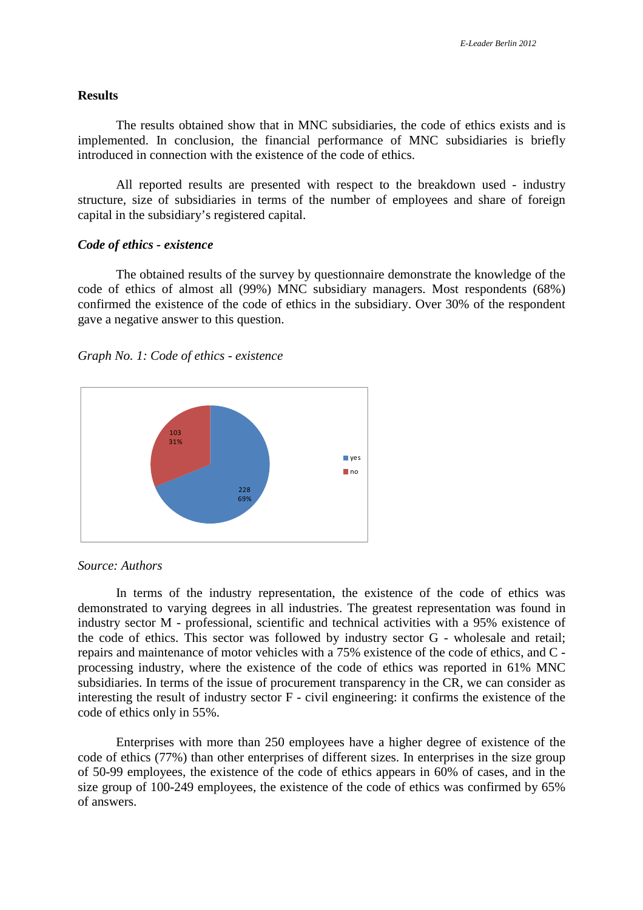## Results

The results obtained show that in MNC subsidiaries, the code of ethics exists and is implemented. In conclusion, the financial performance of MNC subsidiaries is briefly introduced in connection with the existence of the code of ethics.

All reported results are presented with respect to the breakdown used - industry structure, size of subsidiaries in terms of the number of employees and share of foreign capital in the subsidiary's registered capital.

### *Code of ethics - existence*

The obtained results of the survey by questionnaire demonstrate the knowledge of the code of ethics of almost all (99%) MNC subsidiary managers. Most respondents (68%) confirmed the existence of the code of ethics in the subsidiary. Over 30% of the respondent gave a negative answer to this question.

*Graph No. 1: Code of ethics - existence*

*Source: Authors*

In terms of the industry representation, the existence of the code of ethics was demonstrated to varying degrees in all industries. The greatest representation was found in industry sector M - professional, scientific and technical activities with a 95% existence of the code of ethics. This sector was followed by industry sector G - wholesale and retail; repairs and maintenance of motor vehicles with a 75% existence of the code of ethics, and C - processing industry, where the existence of the code of ethics was reported in 61% MNC subsidiaries. In terms of the issue of procurement transparency in the CR, we can consider as interesting the result of industry sector F - civil engineering: it confirms the existence of the code of ethics only in 55%.

Enterprises with more than 250 employees have a higher degree of existence of the code of ethics (77%) than other enterprises of different sizes. In enterprises in the size group of 50-99 employees, the existence of the code of ethics appears in 60% of cases, and in the size group of 100-249 employees, the existence of the code of ethics was confirmed by 65% of answers.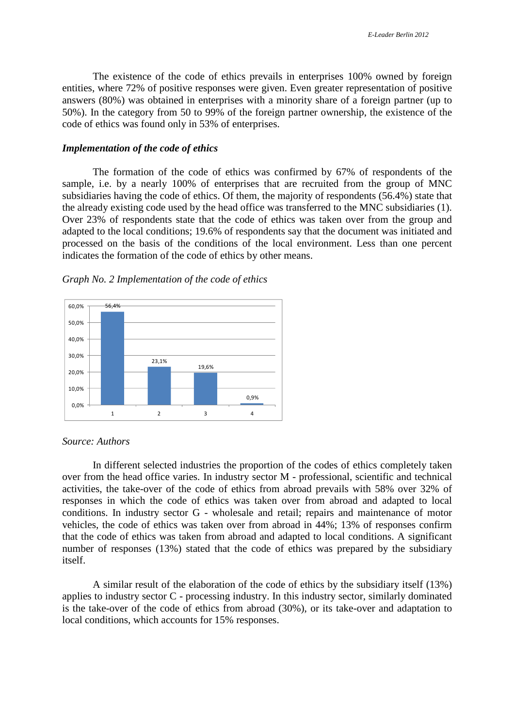The existence of the code of ethics prevails in enterprises 100% owned by foreign entities, where 72% of positive responses were given. Even greater representation of positive answers (80%) was obtained in enterprises with a minority share of a foreign partner (up to 50%). In the category from 50 to 99% of the foreign partner ownership, the existence of the code of ethics was found only in 53% of enterprises.

### *Implementation of the code of ethics*

The formation of the code of ethics was confirmed by 67% of respondents of the sample, i.e. by a nearly 100% of enterprises that are recruited from the group of MNC subsidiaries having the code of ethics. Of them, the majority of respondents (56.4%) state that the already existing code used by the head office was transferred to the MNC subsidiaries (1). Over 23% of respondents state that the code of ethics was taken over from the group and adapted to the local conditions; 19.6% of respondents say that the document was initiated and processed on the basis of the conditions of the local environment. Less than one percent indicates the formation of the code of ethics by other means.

*Graph No. 2 Implementation of the code of ethics*

| | 1 | 2 | 3 | 4 |
|---|---|---|---|---|
| % | 56,4% | 23,1% | 19,6% | 0,9% |

*Source: Authors*

In different selected industries the proportion of the codes of ethics completely taken over from the head office varies. In industry sector M - professional, scientific and technical activities, the take-over of the code of ethics from abroad prevails with 58% over 32% of responses in which the code of ethics was taken over from abroad and adapted to local conditions. In industry sector G - wholesale and retail; repairs and maintenance of motor vehicles, the code of ethics was taken over from abroad in 44%; 13% of responses confirm that the code of ethics was taken from abroad and adapted to local conditions. A significant number of responses (13%) stated that the code of ethics was prepared by the subsidiary itself.

A similar result of the elaboration of the code of ethics by the subsidiary itself (13%) applies to industry sector C - processing industry. In this industry sector, similarly dominated is the take-over of the code of ethics from abroad (30%), or its take-over and adaptation to local conditions, which accounts for 15% responses.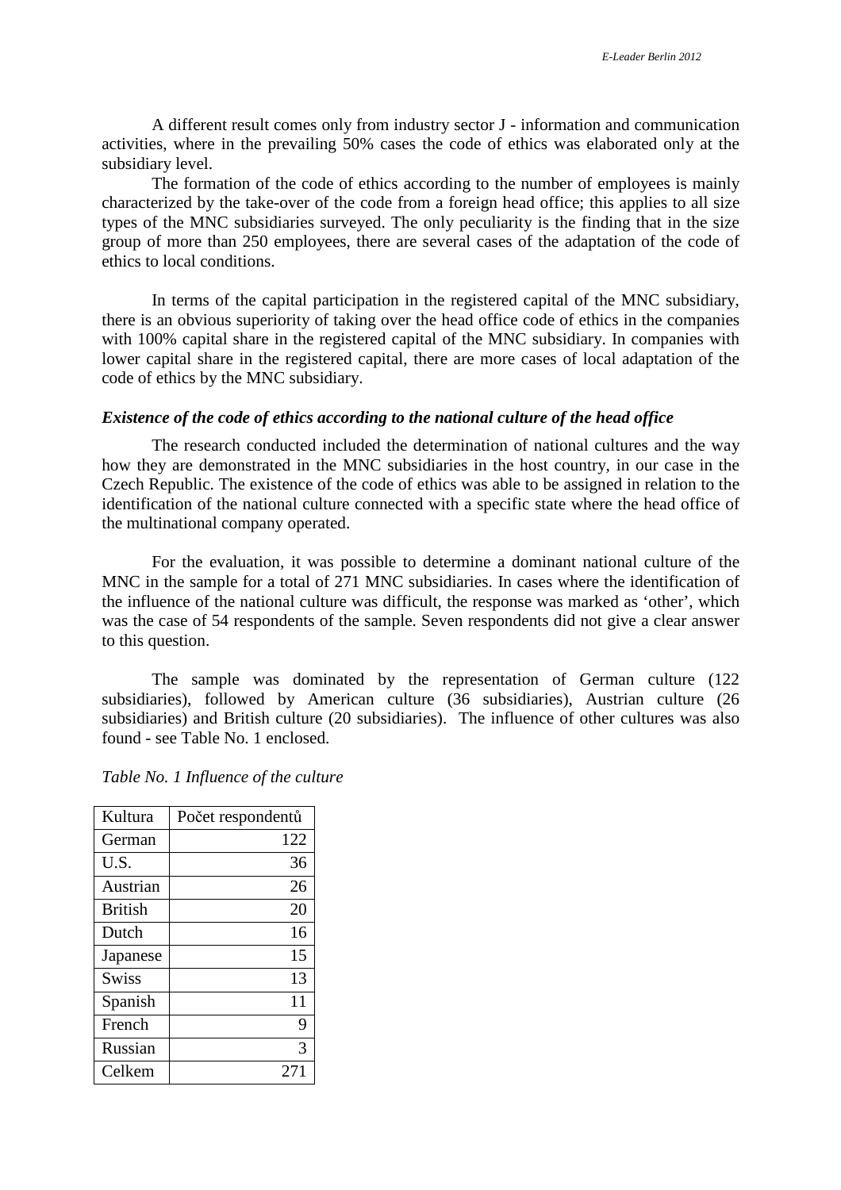A different result comes only from industry sector J - information and communication activities, where in the prevailing 50% cases the code of ethics was elaborated only at the subsidiary level.

The formation of the code of ethics according to the number of employees is mainly characterized by the take-over of the code from a foreign head office; this applies to all size types of the MNC subsidiaries surveyed. The only peculiarity is the finding that in the size group of more than 250 employees, there are several cases of the adaptation of the code of ethics to local conditions.

In terms of the capital participation in the registered capital of the MNC subsidiary, there is an obvious superiority of taking over the head office code of ethics in the companies with 100% capital share in the registered capital of the MNC subsidiary. In companies with lower capital share in the registered capital, there are more cases of local adaptation of the code of ethics by the MNC subsidiary.

### *Existence of the code of ethics according to the national culture of the head office*

The research conducted included the determination of national cultures and the way how they are demonstrated in the MNC subsidiaries in the host country, in our case in the Czech Republic. The existence of the code of ethics was able to be assigned in relation to the identification of the national culture connected with a specific state where the head office of the multinational company operated.

For the evaluation, it was possible to determine a dominant national culture of the MNC in the sample for a total of 271 MNC subsidiaries. In cases where the identification of the influence of the national culture was difficult, the response was marked as 'other', which was the case of 54 respondents of the sample. Seven respondents did not give a clear answer to this question.

The sample was dominated by the representation of German culture (122 subsidiaries), followed by American culture (36 subsidiaries), Austrian culture (26 subsidiaries) and British culture (20 subsidiaries). The influence of other cultures was also found - see Table No. 1 enclosed.

*Table No. 1 Influence of the culture*

| Kultura | Počet respondentů |
|---|---|
| German | 122 |
| U.S. | 36 |
| Austrian | 26 |
| British | 20 |
| Dutch | 16 |
| Japanese | 15 |
| Swiss | 13 |
| Spanish | 11 |
| French | 9 |
| Russian | 3 |
| Celkem | 271 |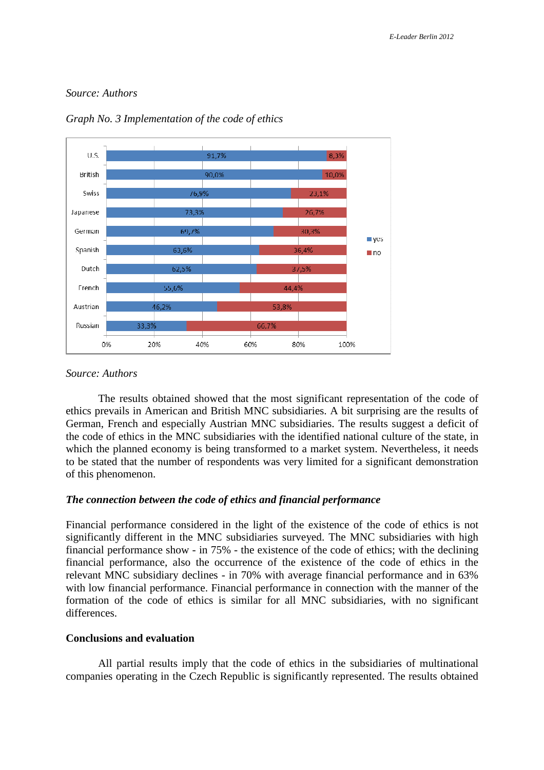*Source: Authors*

*Graph No. 3 Implementation of the code of ethics*

| | yes | no |
|---|---|---|
| U.S. | 91,7% | 8,3% |
| British | 90,0% | 10,0% |
| Swiss | 76,9% | 23,1% |
| Japanese | 73,3% | 26,7% |
| German | 69,7% | 30,3% |
| Spanish | 63,6% | 36,4% |
| Dutch | 62,5% | 37,5% |
| French | 55,6% | 44,4% |
| Austrian | 46,2% | 53,8% |
| Russian | 33,3% | 66,7% |

*Source: Authors*

The results obtained showed that the most significant representation of the code of ethics prevails in American and British MNC subsidiaries. A bit surprising are the results of German, French and especially Austrian MNC subsidiaries. The results suggest a deficit of the code of ethics in the MNC subsidiaries with the identified national culture of the state, in which the planned economy is being transformed to a market system. Nevertheless, it needs to be stated that the number of respondents was very limited for a significant demonstration of this phenomenon.

### *The connection between the code of ethics and financial performance*

Financial performance considered in the light of the existence of the code of ethics is not significantly different in the MNC subsidiaries surveyed. The MNC subsidiaries with high financial performance show - in 75% - the existence of the code of ethics; with the declining financial performance, also the occurrence of the existence of the code of ethics in the relevant MNC subsidiary declines - in 70% with average financial performance and in 63% with low financial performance. Financial performance in connection with the manner of the formation of the code of ethics is similar for all MNC subsidiaries, with no significant differences.

## Conclusions and evaluation

All partial results imply that the code of ethics in the subsidiaries of multinational companies operating in the Czech Republic is significantly represented. The results obtained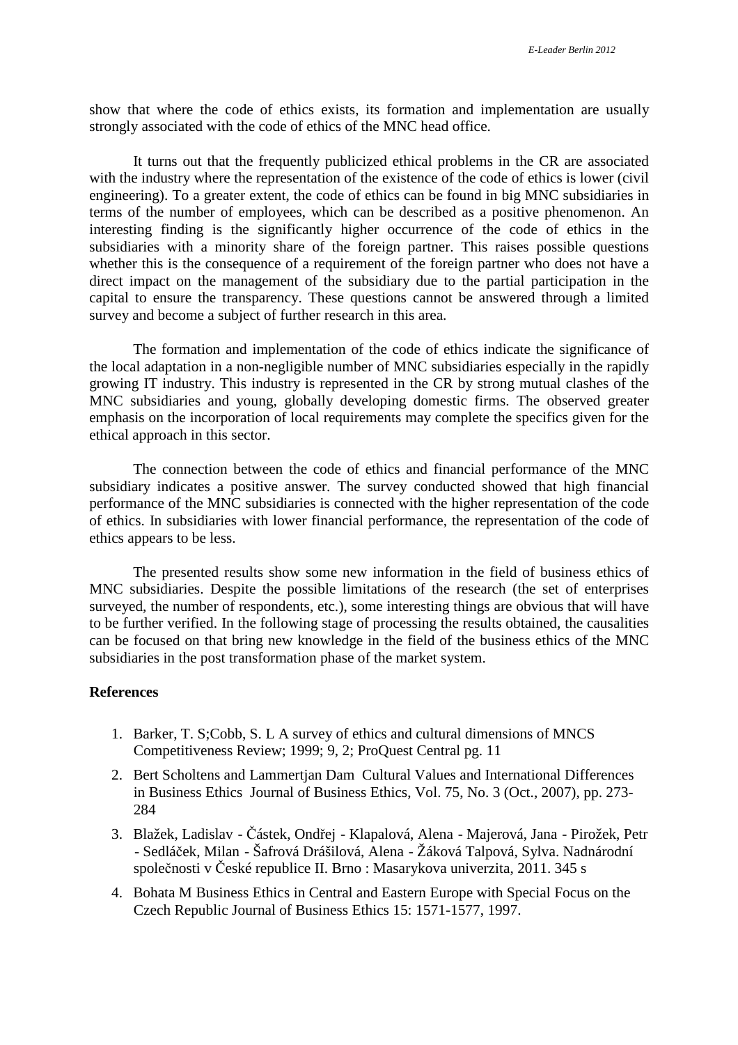show that where the code of ethics exists, its formation and implementation are usually strongly associated with the code of ethics of the MNC head office.

It turns out that the frequently publicized ethical problems in the CR are associated with the industry where the representation of the existence of the code of ethics is lower (civil engineering). To a greater extent, the code of ethics can be found in big MNC subsidiaries in terms of the number of employees, which can be described as a positive phenomenon. An interesting finding is the significantly higher occurrence of the code of ethics in the subsidiaries with a minority share of the foreign partner. This raises possible questions whether this is the consequence of a requirement of the foreign partner who does not have a direct impact on the management of the subsidiary due to the partial participation in the capital to ensure the transparency. These questions cannot be answered through a limited survey and become a subject of further research in this area.

The formation and implementation of the code of ethics indicate the significance of the local adaptation in a non-negligible number of MNC subsidiaries especially in the rapidly growing IT industry. This industry is represented in the CR by strong mutual clashes of the MNC subsidiaries and young, globally developing domestic firms. The observed greater emphasis on the incorporation of local requirements may complete the specifics given for the ethical approach in this sector.

The connection between the code of ethics and financial performance of the MNC subsidiary indicates a positive answer. The survey conducted showed that high financial performance of the MNC subsidiaries is connected with the higher representation of the code of ethics. In subsidiaries with lower financial performance, the representation of the code of ethics appears to be less.

The presented results show some new information in the field of business ethics of MNC subsidiaries. Despite the possible limitations of the research (the set of enterprises surveyed, the number of respondents, etc.), some interesting things are obvious that will have to be further verified. In the following stage of processing the results obtained, the causalities can be focused on that bring new knowledge in the field of the business ethics of the MNC subsidiaries in the post transformation phase of the market system.

**References**

1. Barker, T. S;Cobb, S. L A survey of ethics and cultural dimensions of MNCS Competitiveness Review; 1999; 9, 2; ProQuest Central pg. 11
2. Bert Scholtens and Lammertjan Dam Cultural Values and International Differences in Business Ethics Journal of Business Ethics, Vol. 75, No. 3 (Oct., 2007), pp. 273-284
3. Blažek, Ladislav - Částek, Ondřej - Klapalová, Alena - Majerová, Jana - Pirožek, Petr - Sedláček, Milan - Šafrová Drášilová, Alena - Žáková Talpová, Sylva. Nadnárodní společnosti v České republice II. Brno : Masarykova univerzita, 2011. 345 s
4. Bohata M Business Ethics in Central and Eastern Europe with Special Focus on the Czech Republic Journal of Business Ethics 15: 1571-1577, 1997.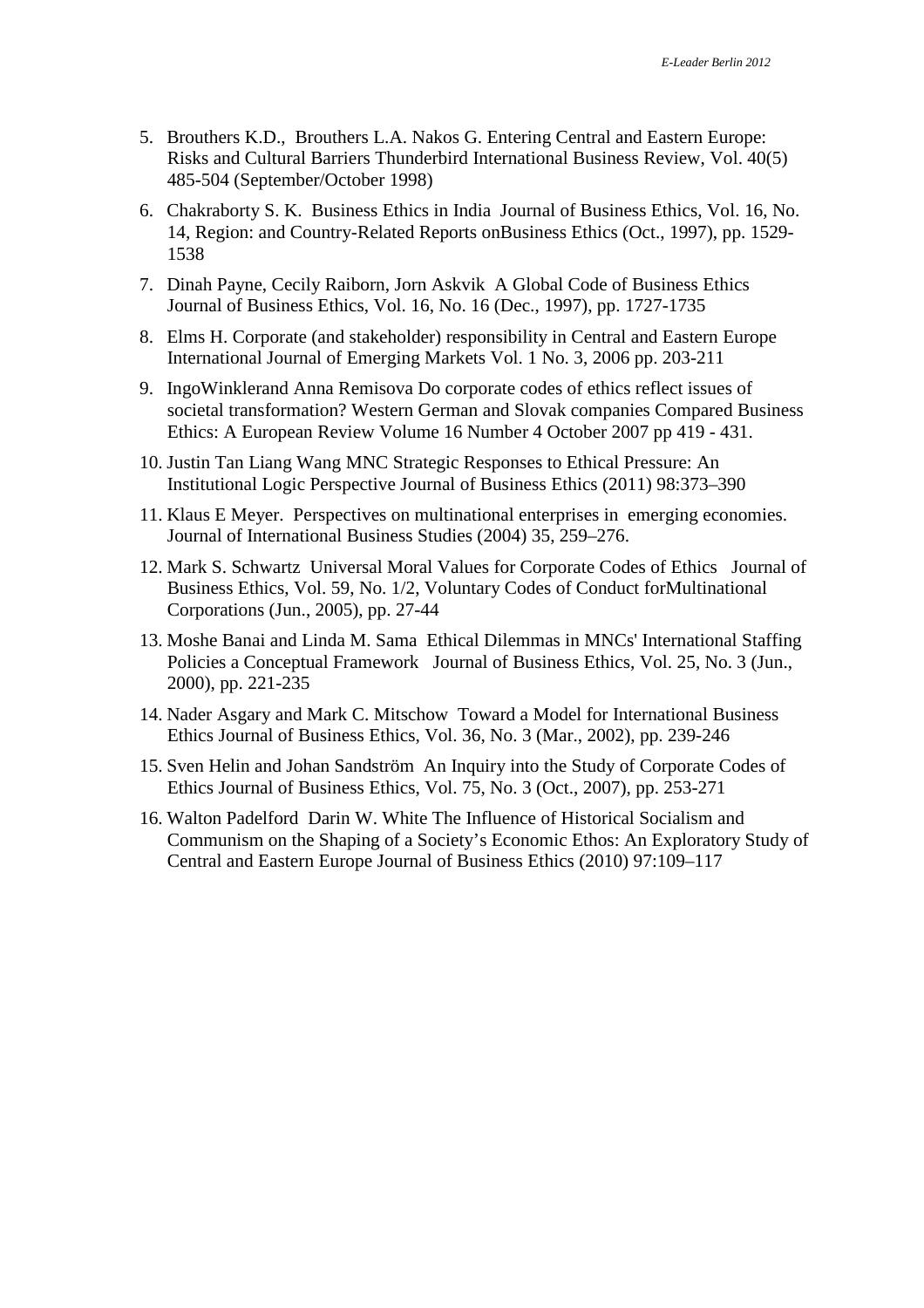5. Brouthers K.D., Brouthers L.A. Nakos G. Entering Central and Eastern Europe: Risks and Cultural Barriers Thunderbird International Business Review, Vol. 40(5) 485-504 (September/October 1998)
6. Chakraborty S. K. Business Ethics in India Journal of Business Ethics, Vol. 16, No. 14, Region: and Country-Related Reports onBusiness Ethics (Oct., 1997), pp. 1529-1538
7. Dinah Payne, Cecily Raiborn, Jorn Askvik A Global Code of Business Ethics Journal of Business Ethics, Vol. 16, No. 16 (Dec., 1997), pp. 1727-1735
8. Elms H. Corporate (and stakeholder) responsibility in Central and Eastern Europe International Journal of Emerging Markets Vol. 1 No. 3, 2006 pp. 203-211
9. IngoWinklerand Anna Remisova Do corporate codes of ethics reflect issues of societal transformation? Western German and Slovak companies Compared Business Ethics: A European Review Volume 16 Number 4 October 2007 pp 419 - 431.
10. Justin Tan Liang Wang MNC Strategic Responses to Ethical Pressure: An Institutional Logic Perspective Journal of Business Ethics (2011) 98:373–390
11. Klaus E Meyer. Perspectives on multinational enterprises in emerging economies. Journal of International Business Studies (2004) 35, 259–276.
12. Mark S. Schwartz Universal Moral Values for Corporate Codes of Ethics Journal of Business Ethics, Vol. 59, No. 1/2, Voluntary Codes of Conduct forMultinational Corporations (Jun., 2005), pp. 27-44
13. Moshe Banai and Linda M. Sama Ethical Dilemmas in MNCs' International Staffing Policies a Conceptual Framework Journal of Business Ethics, Vol. 25, No. 3 (Jun., 2000), pp. 221-235
14. Nader Asgary and Mark C. Mitschow Toward a Model for International Business Ethics Journal of Business Ethics, Vol. 36, No. 3 (Mar., 2002), pp. 239-246
15. Sven Helin and Johan Sandström An Inquiry into the Study of Corporate Codes of Ethics Journal of Business Ethics, Vol. 75, No. 3 (Oct., 2007), pp. 253-271
16. Walton Padelford Darin W. White The Influence of Historical Socialism and Communism on the Shaping of a Society's Economic Ethos: An Exploratory Study of Central and Eastern Europe Journal of Business Ethics (2010) 97:109–117